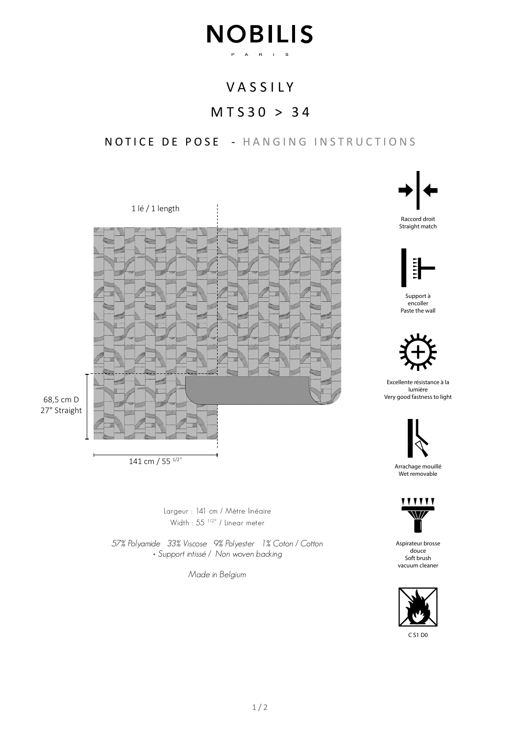# NOBILIS

PARIS

## VASSILY

## MTS30 > 34

### NOTICE DE POSE - HANGING INSTRUCTIONS

1 lé / 1 length

68,5 cm D
27" Straight

141 cm / 55 1/2"

Largeur : 141 cm / Mètre linéaire
Width : 55 1/2" / Linear meter

*57% Polyamide 33% Viscose 9% Polyester 1% Coton / Cotton*
*+ Support intissé / Non woven backing*

*Made in Belgium*

Raccord droit
Straight match

Support à encoller
Paste the wall

Excellente résistance à la lumière
Very good fastness to light

Arrachage mouillé
Wet removable

Aspirateur brosse douce
Soft brush vacuum cleaner

C S1 D0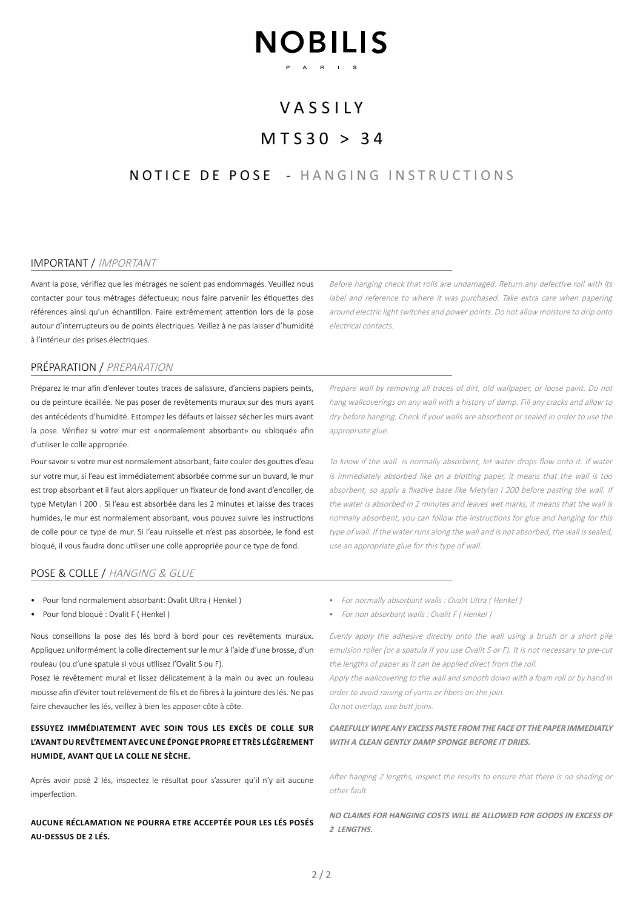# NOBILIS

PARIS

## VASSILY

## MTS30 > 34

## NOTICE DE POSE - HANGING INSTRUCTIONS

### IMPORTANT / *IMPORTANT*

Avant la pose, vérifiez que les métrages ne soient pas endommagés. Veuillez nous contacter pour tous métrages défectueux; nous faire parvenir les étiquettes des références ainsi qu'un échantillon. Faire extrêmement attention lors de la pose autour d'interrupteurs ou de points électriques. Veillez à ne pas laisser d'humidité à l'intérieur des prises électriques.

*Before hanging check that rolls are undamaged. Return any defective roll with its label and reference to where it was purchased. Take extra care when papering around electric light switches and power points. Do not allow moisture to drip onto electrical contacts.*

### PRÉPARATION / *PREPARATION*

Préparez le mur afin d'enlever toutes traces de salissure, d'anciens papiers peints, ou de peinture écaillée. Ne pas poser de revêtements muraux sur des murs ayant des antécédents d'humidité. Estompez les défauts et laissez sécher les murs avant la pose. Vérifiez si votre mur est «normalement absorbant» ou «bloqué» afin d'utiliser le colle appropriée.

Pour savoir si votre mur est normalement absorbant, faite couler des gouttes d'eau sur votre mur, si l'eau est immédiatement absorbée comme sur un buvard, le mur est trop absorbant et il faut alors appliquer un fixateur de fond avant d'encoller, de type Metylan I 200 . Si l'eau est absorbée dans les 2 minutes et laisse des traces humides, le mur est normalement absorbant, vous pouvez suivre les instructions de colle pour ce type de mur. Si l'eau ruisselle et n'est pas absorbée, le fond est bloqué, il vous faudra donc utiliser une colle appropriée pour ce type de fond.

*Prepare wall by removing all traces of dirt, old wallpaper, or loose paint. Do not hang wallcoverings on any wall with a history of damp. Fill any cracks and allow to dry before hanging. Check if your walls are absorbent or sealed in order to use the appropriate glue.*

*To know if the wall is normally absorbent, let water drops flow onto it. If water is immediately absorbed like on a blotting paper, it means that the wall is too absorbent, so apply a fixative base like Metylan I 200 before pasting the wall. If the water is absorbed in 2 minutes and leaves wet marks, it means that the wall is normally absorbent, you can follow the instructions for glue and hanging for this type of wall. If the water runs along the wall and is not absorbed, the wall is sealed, use an appropriate glue for this type of wall.*

### POSE & COLLE / *HANGING & GLUE*

- Pour fond normalement absorbant: Ovalit Ultra ( Henkel )
- Pour fond bloqué : Ovalit F ( Henkel )

Nous conseillons la pose des lés bord à bord pour ces revêtements muraux. Appliquez uniformément la colle directement sur le mur à l'aide d'une brosse, d'un rouleau (ou d'une spatule si vous utilisez l'Ovalit S ou F).
Posez le revêtement mural et lissez délicatement à la main ou avec un rouleau mousse afin d'éviter tout relèvement de fils et de fibres à la jointure des lés. Ne pas faire chevaucher les lés, veillez à bien les apposer côte à côte.

**ESSUYEZ IMMÉDIATEMENT AVEC SOIN TOUS LES EXCÈS DE COLLE SUR L'AVANT DU REVÊTEMENT AVEC UNE ÉPONGE PROPRE ET TRÈS LÉGÈREMENT HUMIDE, AVANT QUE LA COLLE NE SÈCHE.**

Après avoir posé 2 lés, inspectez le résultat pour s'assurer qu'il n'y ait aucune imperfection.

**AUCUNE RÉCLAMATION NE POURRA ETRE ACCEPTÉE POUR LES LÉS POSÉS AU-DESSUS DE 2 LÉS.**

- *For normally absorbant walls : Ovalit Ultra ( Henkel )*
- *For non absorbant walls : Ovalit F ( Henkel )*

*Evenly apply the adhesive directly onto the wall using a brush or a short pile emulsion roller (or a spatula if you use Ovalit S or F). It is not necessary to pre-cut the lengths of paper as it can be applied direct from the roll.*
*Apply the wallcovering to the wall and smooth down with a foam roll or by hand in order to avoid raising of yarns or fibers on the join.*
*Do not overlap, use butt joins.*

***CAREFULLY WIPE ANY EXCESS PASTE FROM THE FACE OT THE PAPER IMMEDIATLY WITH A CLEAN GENTLY DAMP SPONGE BEFORE IT DRIES.***

*After hanging 2 lengths, inspect the results to ensure that there is no shading or other fault.*

***NO CLAIMS FOR HANGING COSTS WILL BE ALLOWED FOR GOODS IN EXCESS OF 2 LENGTHS.***